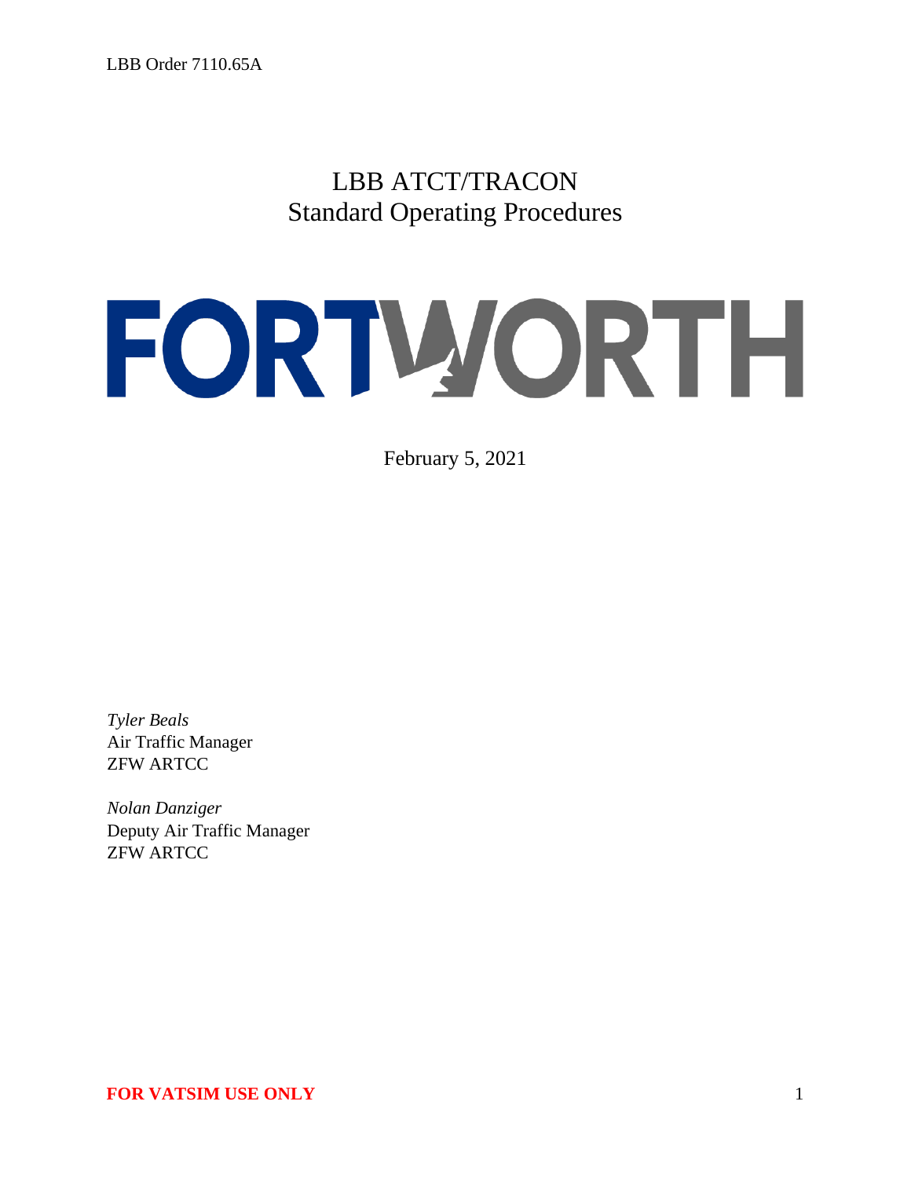# LBB ATCT/TRACON
# Standard Operating Procedures

FORTWORTH

February 5, 2021

*Tyler Beals*
Air Traffic Manager
ZFW ARTCC

*Nolan Danziger*
Deputy Air Traffic Manager
ZFW ARTCC

**FOR VATSIM USE ONLY**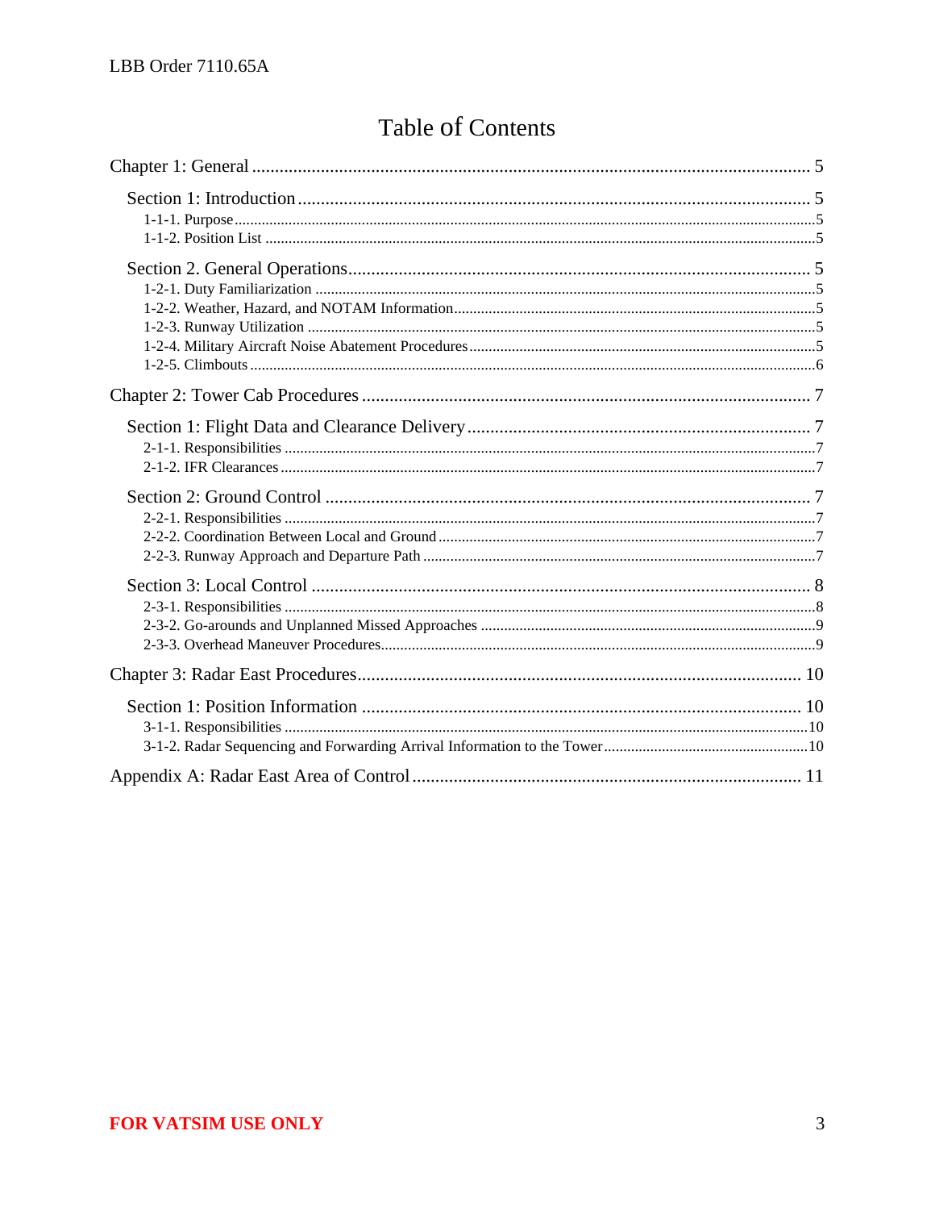# Table of Contents

Chapter 1: General ........................................................................................................... 5

Section 1: Introduction ................................................................................................ 5

1-1-1. Purpose ........................................................................................................................ 5

1-1-2. Position List ................................................................................................................ 5

Section 2. General Operations ................................................................................... 5

1-2-1. Duty Familiarization .................................................................................................. 5

1-2-2. Weather, Hazard, and NOTAM Information ............................................................. 5

1-2-3. Runway Utilization .................................................................................................... 5

1-2-4. Military Aircraft Noise Abatement Procedures ......................................................... 5

1-2-5. Climbouts .................................................................................................................... 6

Chapter 2: Tower Cab Procedures ................................................................................ 7

Section 1: Flight Data and Clearance Delivery .......................................................... 7

2-1-1. Responsibilities ........................................................................................................... 7

2-1-2. IFR Clearances ........................................................................................................... 7

Section 2: Ground Control .......................................................................................... 7

2-2-1. Responsibilities ........................................................................................................... 7

2-2-2. Coordination Between Local and Ground ................................................................. 7

2-2-3. Runway Approach and Departure Path ..................................................................... 7

Section 3: Local Control ............................................................................................. 8

2-3-1. Responsibilities ........................................................................................................... 8

2-3-2. Go-arounds and Unplanned Missed Approaches ...................................................... 9

2-3-3. Overhead Maneuver Procedures ................................................................................ 9

Chapter 3: Radar East Procedures ............................................................................... 10

Section 1: Position Information ................................................................................ 10

3-1-1. Responsibilities ......................................................................................................... 10

3-1-2. Radar Sequencing and Forwarding Arrival Information to the Tower .................... 10

Appendix A: Radar East Area of Control ................................................................... 11

**FOR VATSIM USE ONLY**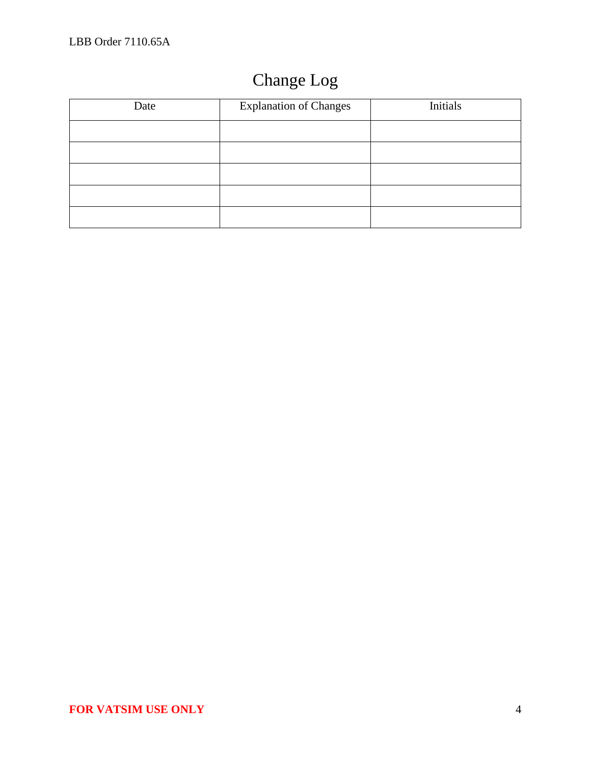# Change Log

| Date | Explanation of Changes | Initials |
| --- | --- | --- |
| | | |
| | | |
| | | |
| | | |
| | | |

**FOR VATSIM USE ONLY**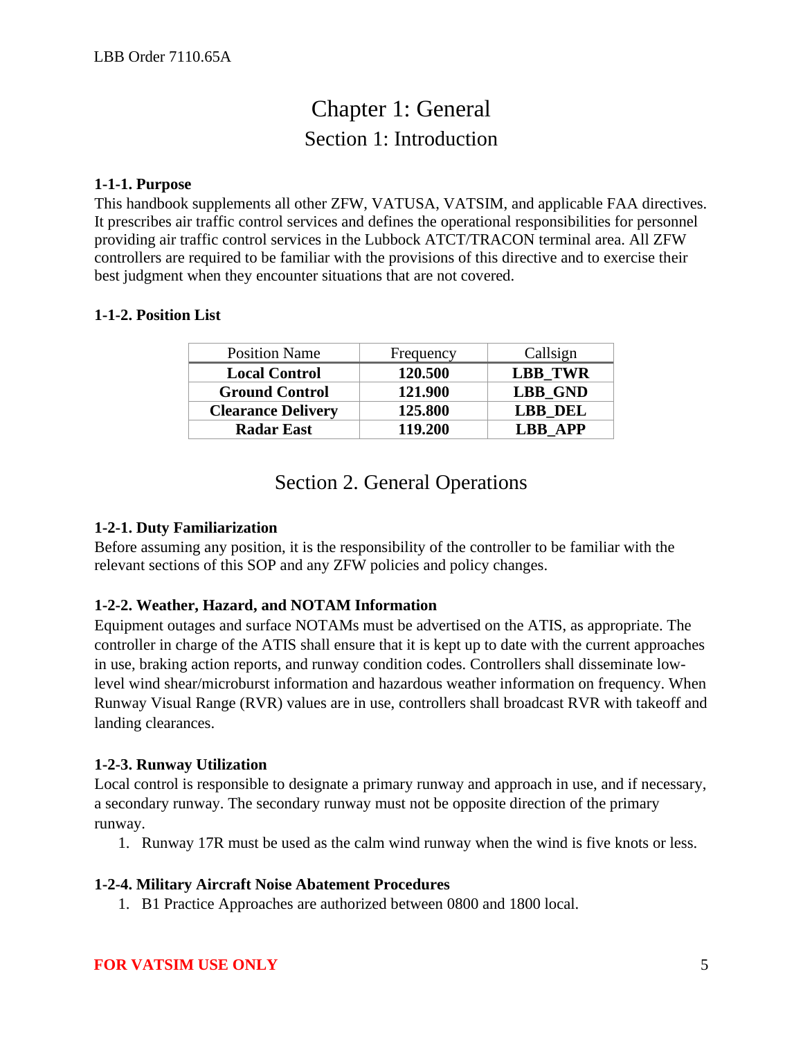# Chapter 1: General

## Section 1: Introduction

**1-1-1. Purpose**

This handbook supplements all other ZFW, VATUSA, VATSIM, and applicable FAA directives. It prescribes air traffic control services and defines the operational responsibilities for personnel providing air traffic control services in the Lubbock ATCT/TRACON terminal area. All ZFW controllers are required to be familiar with the provisions of this directive and to exercise their best judgment when they encounter situations that are not covered.

**1-1-2. Position List**

| Position Name | Frequency | Callsign |
|---|---|---|
| **Local Control** | **120.500** | **LBB_TWR** |
| **Ground Control** | **121.900** | **LBB_GND** |
| **Clearance Delivery** | **125.800** | **LBB_DEL** |
| **Radar East** | **119.200** | **LBB_APP** |

## Section 2. General Operations

**1-2-1. Duty Familiarization**

Before assuming any position, it is the responsibility of the controller to be familiar with the relevant sections of this SOP and any ZFW policies and policy changes.

**1-2-2. Weather, Hazard, and NOTAM Information**

Equipment outages and surface NOTAMs must be advertised on the ATIS, as appropriate. The controller in charge of the ATIS shall ensure that it is kept up to date with the current approaches in use, braking action reports, and runway condition codes. Controllers shall disseminate low-level wind shear/microburst information and hazardous weather information on frequency. When Runway Visual Range (RVR) values are in use, controllers shall broadcast RVR with takeoff and landing clearances.

**1-2-3. Runway Utilization**

Local control is responsible to designate a primary runway and approach in use, and if necessary, a secondary runway. The secondary runway must not be opposite direction of the primary runway.

1. Runway 17R must be used as the calm wind runway when the wind is five knots or less.

**1-2-4. Military Aircraft Noise Abatement Procedures**

1. B1 Practice Approaches are authorized between 0800 and 1800 local.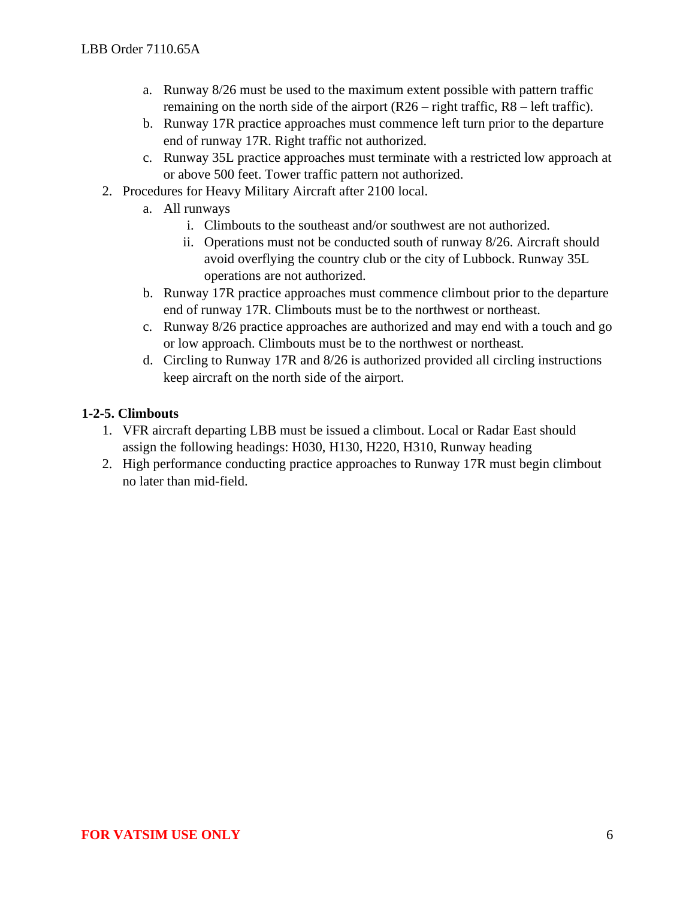a. Runway 8/26 must be used to the maximum extent possible with pattern traffic remaining on the north side of the airport (R26 – right traffic, R8 – left traffic).
   b. Runway 17R practice approaches must commence left turn prior to the departure end of runway 17R. Right traffic not authorized.
   c. Runway 35L practice approaches must terminate with a restricted low approach at or above 500 feet. Tower traffic pattern not authorized.
2. Procedures for Heavy Military Aircraft after 2100 local.
   a. All runways
      i. Climbouts to the southeast and/or southwest are not authorized.
      ii. Operations must not be conducted south of runway 8/26. Aircraft should avoid overflying the country club or the city of Lubbock. Runway 35L operations are not authorized.
   b. Runway 17R practice approaches must commence climbout prior to the departure end of runway 17R. Climbouts must be to the northwest or northeast.
   c. Runway 8/26 practice approaches are authorized and may end with a touch and go or low approach. Climbouts must be to the northwest or northeast.
   d. Circling to Runway 17R and 8/26 is authorized provided all circling instructions keep aircraft on the north side of the airport.

**1-2-5. Climbouts**

1. VFR aircraft departing LBB must be issued a climbout. Local or Radar East should assign the following headings: H030, H130, H220, H310, Runway heading
2. High performance conducting practice approaches to Runway 17R must begin climbout no later than mid-field.

**FOR VATSIM USE ONLY**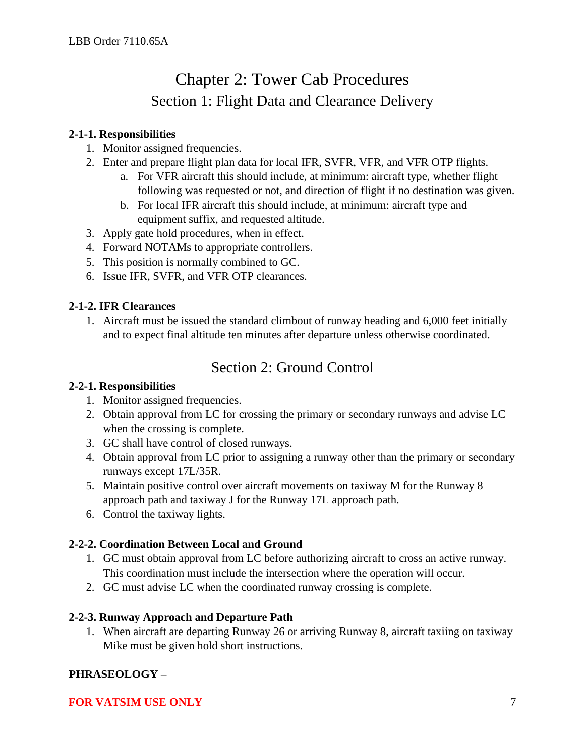# Chapter 2: Tower Cab Procedures

## Section 1: Flight Data and Clearance Delivery

**2-1-1. Responsibilities**

1. Monitor assigned frequencies.
2. Enter and prepare flight plan data for local IFR, SVFR, VFR, and VFR OTP flights.
   a. For VFR aircraft this should include, at minimum: aircraft type, whether flight following was requested or not, and direction of flight if no destination was given.
   b. For local IFR aircraft this should include, at minimum: aircraft type and equipment suffix, and requested altitude.
3. Apply gate hold procedures, when in effect.
4. Forward NOTAMs to appropriate controllers.
5. This position is normally combined to GC.
6. Issue IFR, SVFR, and VFR OTP clearances.

**2-1-2. IFR Clearances**

1. Aircraft must be issued the standard climbout of runway heading and 6,000 feet initially and to expect final altitude ten minutes after departure unless otherwise coordinated.

## Section 2: Ground Control

**2-2-1. Responsibilities**

1. Monitor assigned frequencies.
2. Obtain approval from LC for crossing the primary or secondary runways and advise LC when the crossing is complete.
3. GC shall have control of closed runways.
4. Obtain approval from LC prior to assigning a runway other than the primary or secondary runways except 17L/35R.
5. Maintain positive control over aircraft movements on taxiway M for the Runway 8 approach path and taxiway J for the Runway 17L approach path.
6. Control the taxiway lights.

**2-2-2. Coordination Between Local and Ground**

1. GC must obtain approval from LC before authorizing aircraft to cross an active runway. This coordination must include the intersection where the operation will occur.
2. GC must advise LC when the coordinated runway crossing is complete.

**2-2-3. Runway Approach and Departure Path**

1. When aircraft are departing Runway 26 or arriving Runway 8, aircraft taxiing on taxiway Mike must be given hold short instructions.

**PHRASEOLOGY –**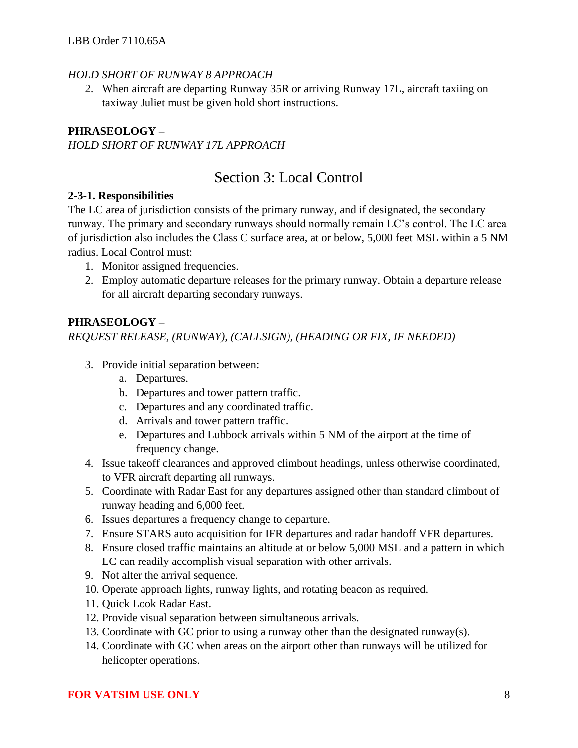*HOLD SHORT OF RUNWAY 8 APPROACH*

2. When aircraft are departing Runway 35R or arriving Runway 17L, aircraft taxiing on taxiway Juliet must be given hold short instructions.

**PHRASEOLOGY –**
*HOLD SHORT OF RUNWAY 17L APPROACH*

## Section 3: Local Control

**2-3-1. Responsibilities**
The LC area of jurisdiction consists of the primary runway, and if designated, the secondary runway. The primary and secondary runways should normally remain LC's control. The LC area of jurisdiction also includes the Class C surface area, at or below, 5,000 feet MSL within a 5 NM radius. Local Control must:

1. Monitor assigned frequencies.
2. Employ automatic departure releases for the primary runway. Obtain a departure release for all aircraft departing secondary runways.

**PHRASEOLOGY –**
*REQUEST RELEASE, (RUNWAY), (CALLSIGN), (HEADING OR FIX, IF NEEDED)*

3. Provide initial separation between:
    a. Departures.
    b. Departures and tower pattern traffic.
    c. Departures and any coordinated traffic.
    d. Arrivals and tower pattern traffic.
    e. Departures and Lubbock arrivals within 5 NM of the airport at the time of frequency change.
4. Issue takeoff clearances and approved climbout headings, unless otherwise coordinated, to VFR aircraft departing all runways.
5. Coordinate with Radar East for any departures assigned other than standard climbout of runway heading and 6,000 feet.
6. Issues departures a frequency change to departure.
7. Ensure STARS auto acquisition for IFR departures and radar handoff VFR departures.
8. Ensure closed traffic maintains an altitude at or below 5,000 MSL and a pattern in which LC can readily accomplish visual separation with other arrivals.
9. Not alter the arrival sequence.
10. Operate approach lights, runway lights, and rotating beacon as required.
11. Quick Look Radar East.
12. Provide visual separation between simultaneous arrivals.
13. Coordinate with GC prior to using a runway other than the designated runway(s).
14. Coordinate with GC when areas on the airport other than runways will be utilized for helicopter operations.

**FOR VATSIM USE ONLY**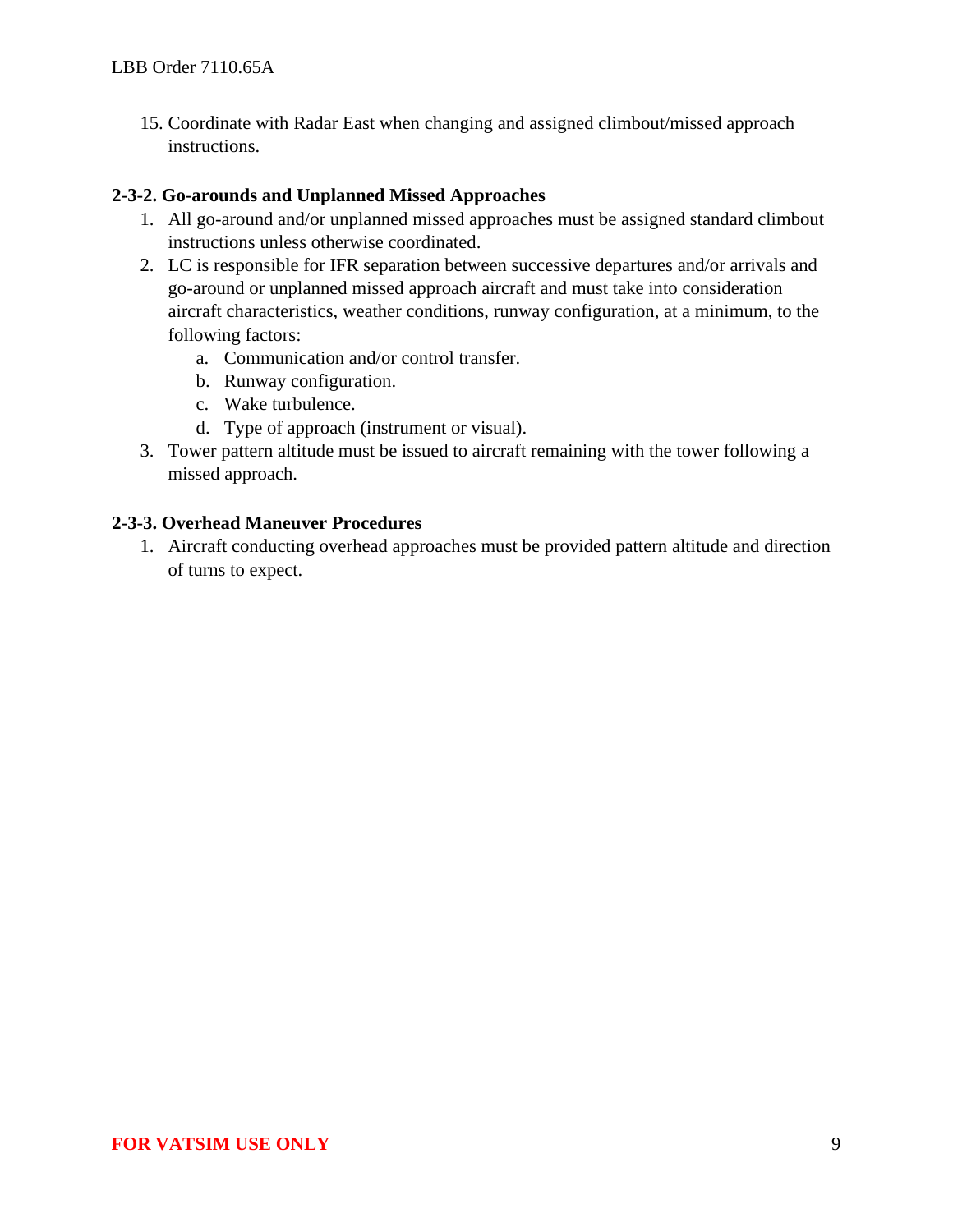15. Coordinate with Radar East when changing and assigned climbout/missed approach instructions.

**2-3-2. Go-arounds and Unplanned Missed Approaches**

1. All go-around and/or unplanned missed approaches must be assigned standard climbout instructions unless otherwise coordinated.
2. LC is responsible for IFR separation between successive departures and/or arrivals and go-around or unplanned missed approach aircraft and must take into consideration aircraft characteristics, weather conditions, runway configuration, at a minimum, to the following factors:
   a. Communication and/or control transfer.
   b. Runway configuration.
   c. Wake turbulence.
   d. Type of approach (instrument or visual).
3. Tower pattern altitude must be issued to aircraft remaining with the tower following a missed approach.

**2-3-3. Overhead Maneuver Procedures**

1. Aircraft conducting overhead approaches must be provided pattern altitude and direction of turns to expect.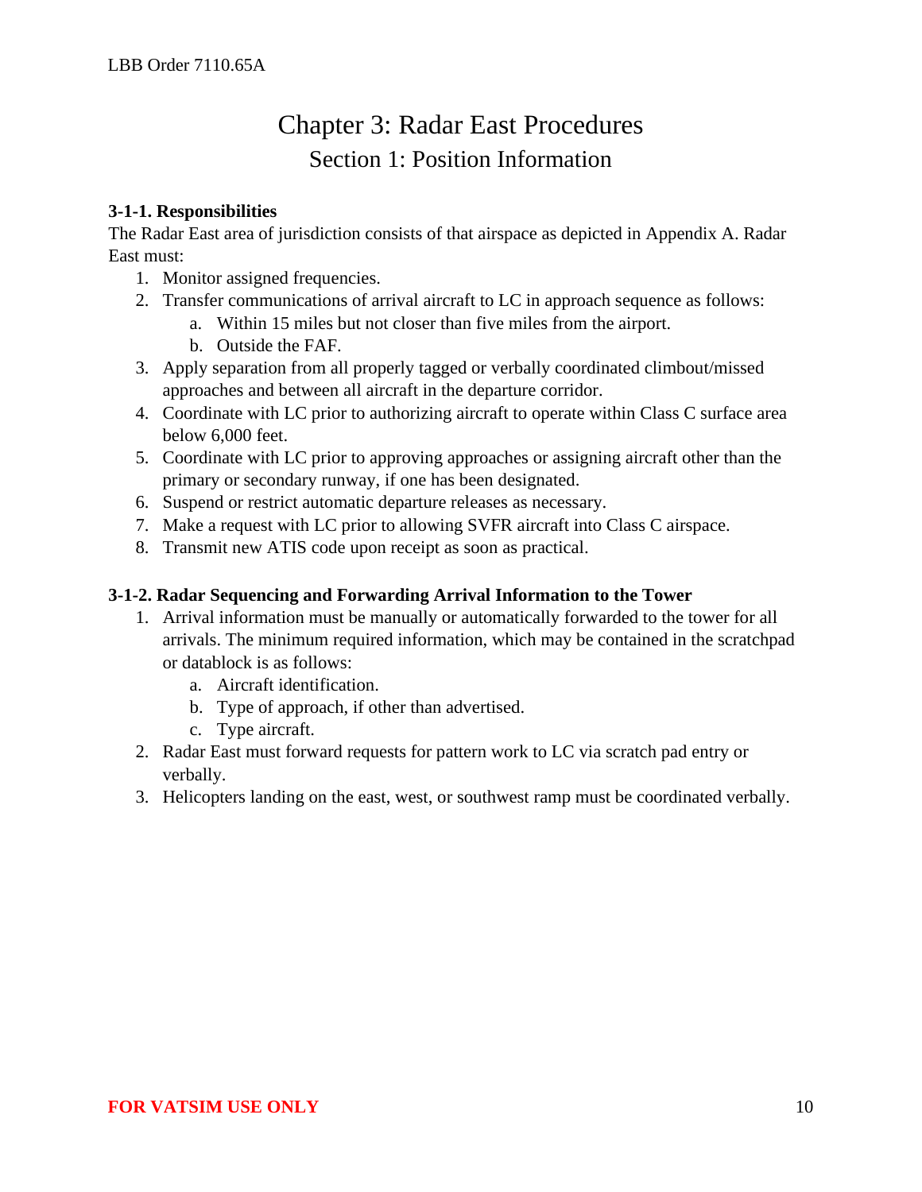# Chapter 3: Radar East Procedures

## Section 1: Position Information

**3-1-1. Responsibilities**

The Radar East area of jurisdiction consists of that airspace as depicted in Appendix A. Radar East must:

1. Monitor assigned frequencies.
2. Transfer communications of arrival aircraft to LC in approach sequence as follows:
   a. Within 15 miles but not closer than five miles from the airport.
   b. Outside the FAF.
3. Apply separation from all properly tagged or verbally coordinated climbout/missed approaches and between all aircraft in the departure corridor.
4. Coordinate with LC prior to authorizing aircraft to operate within Class C surface area below 6,000 feet.
5. Coordinate with LC prior to approving approaches or assigning aircraft other than the primary or secondary runway, if one has been designated.
6. Suspend or restrict automatic departure releases as necessary.
7. Make a request with LC prior to allowing SVFR aircraft into Class C airspace.
8. Transmit new ATIS code upon receipt as soon as practical.

**3-1-2. Radar Sequencing and Forwarding Arrival Information to the Tower**

1. Arrival information must be manually or automatically forwarded to the tower for all arrivals. The minimum required information, which may be contained in the scratchpad or datablock is as follows:
   a. Aircraft identification.
   b. Type of approach, if other than advertised.
   c. Type aircraft.
2. Radar East must forward requests for pattern work to LC via scratch pad entry or verbally.
3. Helicopters landing on the east, west, or southwest ramp must be coordinated verbally.

**FOR VATSIM USE ONLY**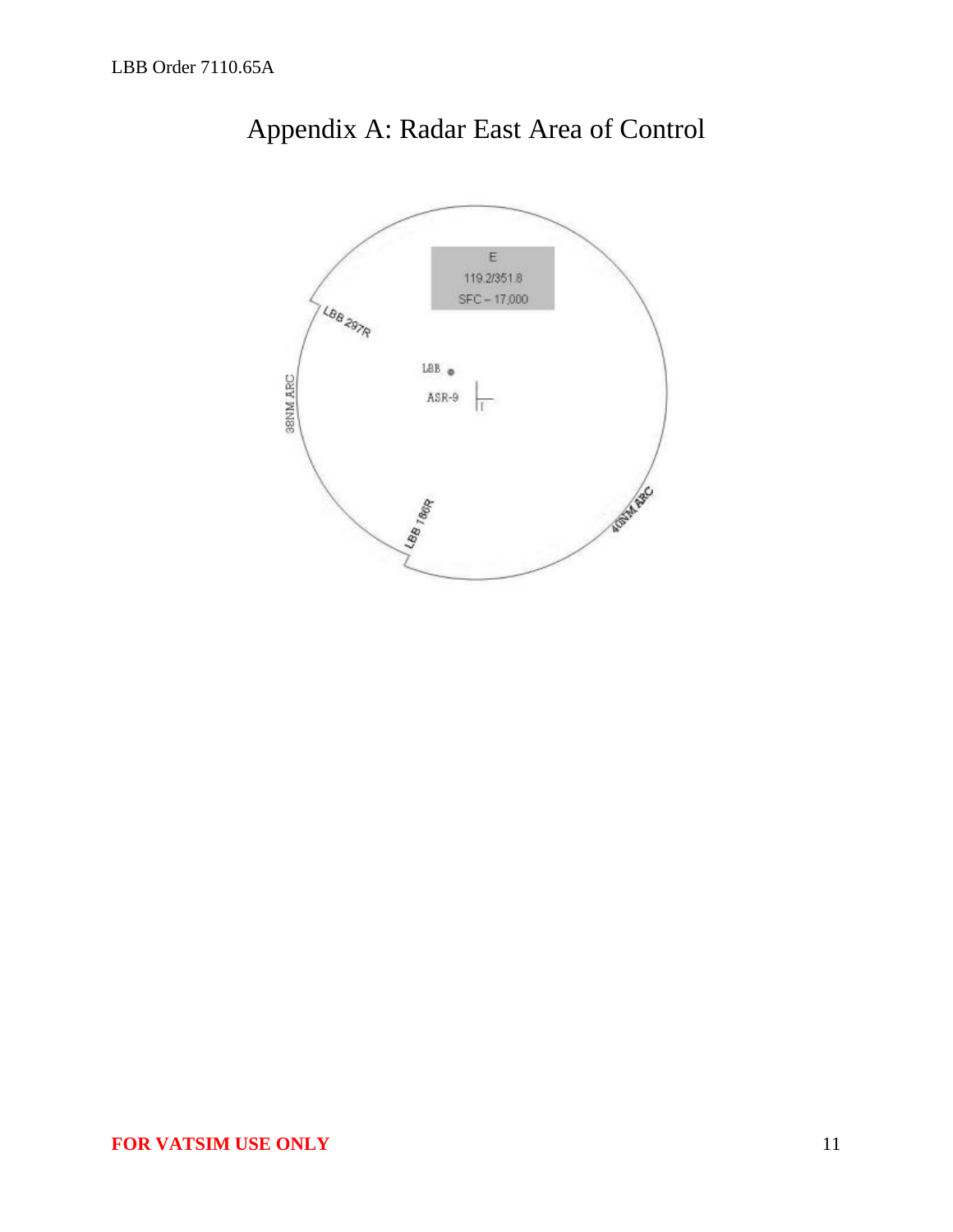# Appendix A: Radar East Area of Control

E
119.2/351.8
SFC – 17,000

LBB 297R
LBB
ASR-9
38NM ARC
LBB 186R
40NM ARC